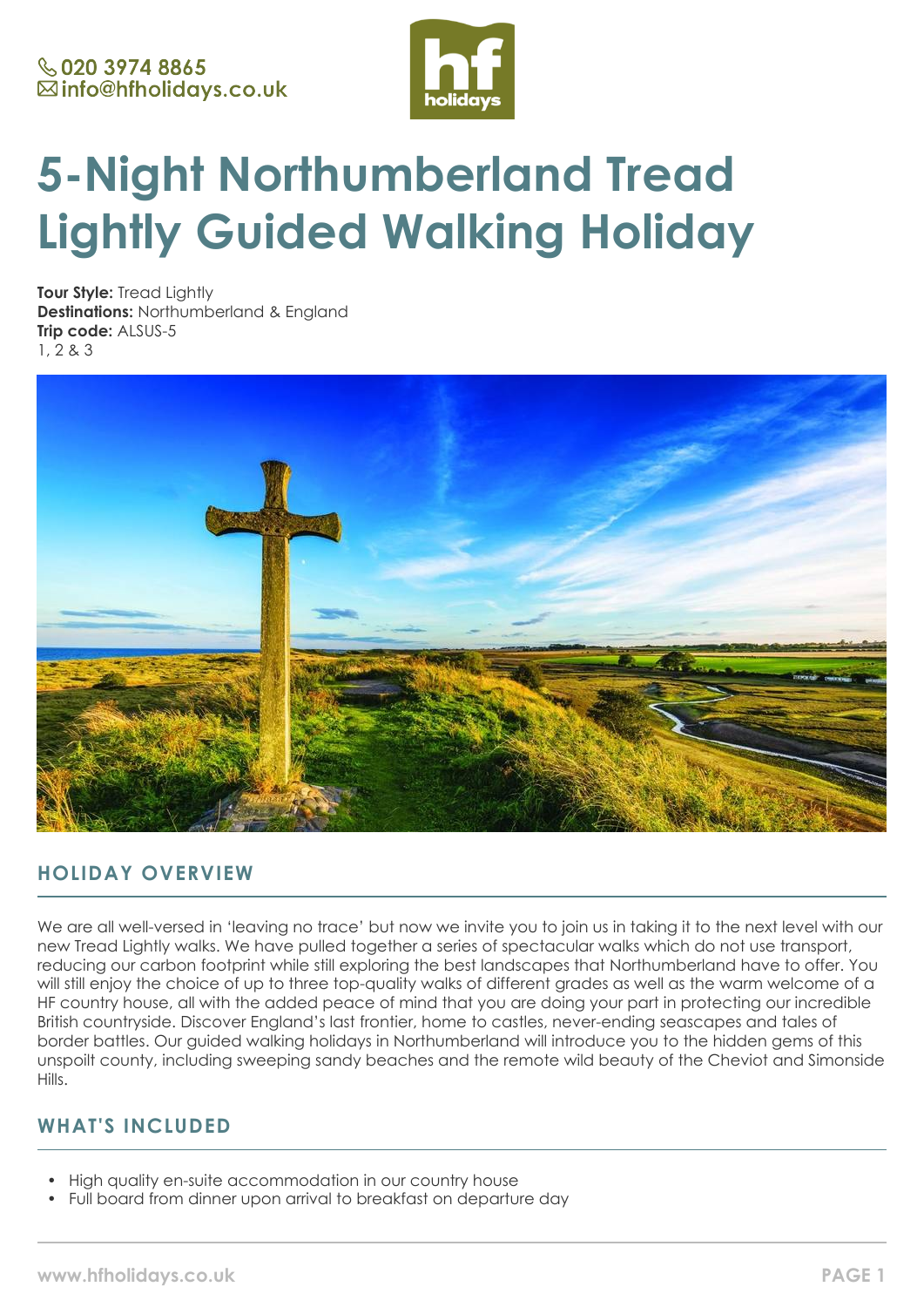020 3974 8865
info@hfholidays.co.uk

# 5-Night Northumberland Tread Lightly Guided Walking Holiday

**Tour Style:** Tread Lightly
**Destinations:** Northumberland & England
**Trip code:** ALSUS-5
1, 2 & 3

## HOLIDAY OVERVIEW

We are all well-versed in 'leaving no trace' but now we invite you to join us in taking it to the next level with our new Tread Lightly walks. We have pulled together a series of spectacular walks which do not use transport, reducing our carbon footprint while still exploring the best landscapes that Northumberland have to offer. You will still enjoy the choice of up to three top-quality walks of different grades as well as the warm welcome of a HF country house, all with the added peace of mind that you are doing your part in protecting our incredible British countryside. Discover England's last frontier, home to castles, never-ending seascapes and tales of border battles. Our guided walking holidays in Northumberland will introduce you to the hidden gems of this unspoilt county, including sweeping sandy beaches and the remote wild beauty of the Cheviot and Simonside Hills.

## WHAT'S INCLUDED

- High quality en-suite accommodation in our country house
- Full board from dinner upon arrival to breakfast on departure day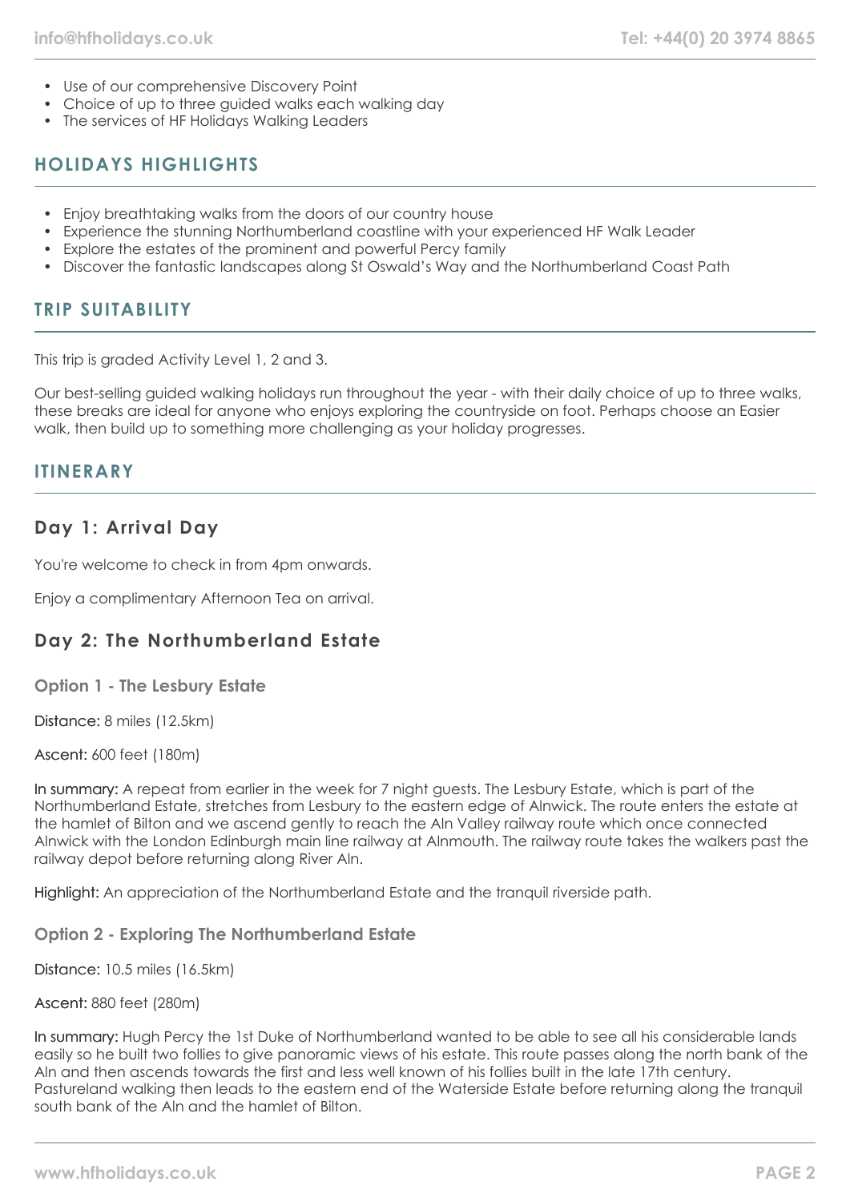- Use of our comprehensive Discovery Point
- Choice of up to three guided walks each walking day
- The services of HF Holidays Walking Leaders

## HOLIDAYS HIGHLIGHTS

- Enjoy breathtaking walks from the doors of our country house
- Experience the stunning Northumberland coastline with your experienced HF Walk Leader
- Explore the estates of the prominent and powerful Percy family
- Discover the fantastic landscapes along St Oswald's Way and the Northumberland Coast Path

## TRIP SUITABILITY

This trip is graded Activity Level 1, 2 and 3.

Our best-selling guided walking holidays run throughout the year - with their daily choice of up to three walks, these breaks are ideal for anyone who enjoys exploring the countryside on foot. Perhaps choose an Easier walk, then build up to something more challenging as your holiday progresses.

## ITINERARY

### Day 1: Arrival Day

You're welcome to check in from 4pm onwards.

Enjoy a complimentary Afternoon Tea on arrival.

### Day 2: The Northumberland Estate

#### Option 1 - The Lesbury Estate

Distance: 8 miles (12.5km)

Ascent: 600 feet (180m)

In summary: A repeat from earlier in the week for 7 night guests. The Lesbury Estate, which is part of the Northumberland Estate, stretches from Lesbury to the eastern edge of Alnwick. The route enters the estate at the hamlet of Bilton and we ascend gently to reach the Aln Valley railway route which once connected Alnwick with the London Edinburgh main line railway at Alnmouth. The railway route takes the walkers past the railway depot before returning along River Aln.

Highlight: An appreciation of the Northumberland Estate and the tranquil riverside path.

#### Option 2 - Exploring The Northumberland Estate

Distance: 10.5 miles (16.5km)

Ascent: 880 feet (280m)

In summary: Hugh Percy the 1st Duke of Northumberland wanted to be able to see all his considerable lands easily so he built two follies to give panoramic views of his estate. This route passes along the north bank of the Aln and then ascends towards the first and less well known of his follies built in the late 17th century. Pastureland walking then leads to the eastern end of the Waterside Estate before returning along the tranquil south bank of the Aln and the hamlet of Bilton.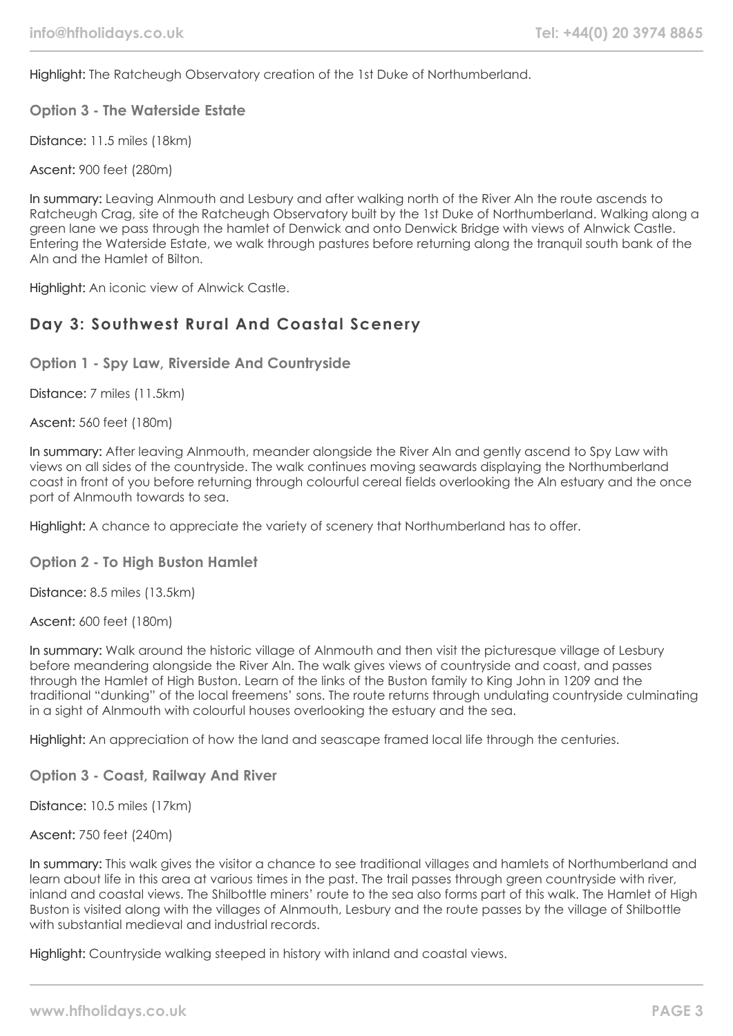**Highlight:** The Ratcheugh Observatory creation of the 1st Duke of Northumberland.

### Option 3 - The Waterside Estate

**Distance:** 11.5 miles (18km)

**Ascent:** 900 feet (280m)

**In summary:** Leaving Alnmouth and Lesbury and after walking north of the River Aln the route ascends to Ratcheugh Crag, site of the Ratcheugh Observatory built by the 1st Duke of Northumberland. Walking along a green lane we pass through the hamlet of Denwick and onto Denwick Bridge with views of Alnwick Castle. Entering the Waterside Estate, we walk through pastures before returning along the tranquil south bank of the Aln and the Hamlet of Bilton.

**Highlight:** An iconic view of Alnwick Castle.

## Day 3: Southwest Rural And Coastal Scenery

### Option 1 - Spy Law, Riverside And Countryside

**Distance:** 7 miles (11.5km)

**Ascent:** 560 feet (180m)

**In summary:** After leaving Alnmouth, meander alongside the River Aln and gently ascend to Spy Law with views on all sides of the countryside. The walk continues moving seawards displaying the Northumberland coast in front of you before returning through colourful cereal fields overlooking the Aln estuary and the once port of Alnmouth towards to sea.

**Highlight:** A chance to appreciate the variety of scenery that Northumberland has to offer.

### Option 2 - To High Buston Hamlet

**Distance:** 8.5 miles (13.5km)

**Ascent:** 600 feet (180m)

**In summary:** Walk around the historic village of Alnmouth and then visit the picturesque village of Lesbury before meandering alongside the River Aln. The walk gives views of countryside and coast, and passes through the Hamlet of High Buston. Learn of the links of the Buston family to King John in 1209 and the traditional "dunking" of the local freemens' sons. The route returns through undulating countryside culminating in a sight of Alnmouth with colourful houses overlooking the estuary and the sea.

**Highlight:** An appreciation of how the land and seascape framed local life through the centuries.

### Option 3 - Coast, Railway And River

**Distance:** 10.5 miles (17km)

**Ascent:** 750 feet (240m)

**In summary:** This walk gives the visitor a chance to see traditional villages and hamlets of Northumberland and learn about life in this area at various times in the past. The trail passes through green countryside with river, inland and coastal views. The Shilbottle miners' route to the sea also forms part of this walk. The Hamlet of High Buston is visited along with the villages of Alnmouth, Lesbury and the route passes by the village of Shilbottle with substantial medieval and industrial records.

**Highlight:** Countryside walking steeped in history with inland and coastal views.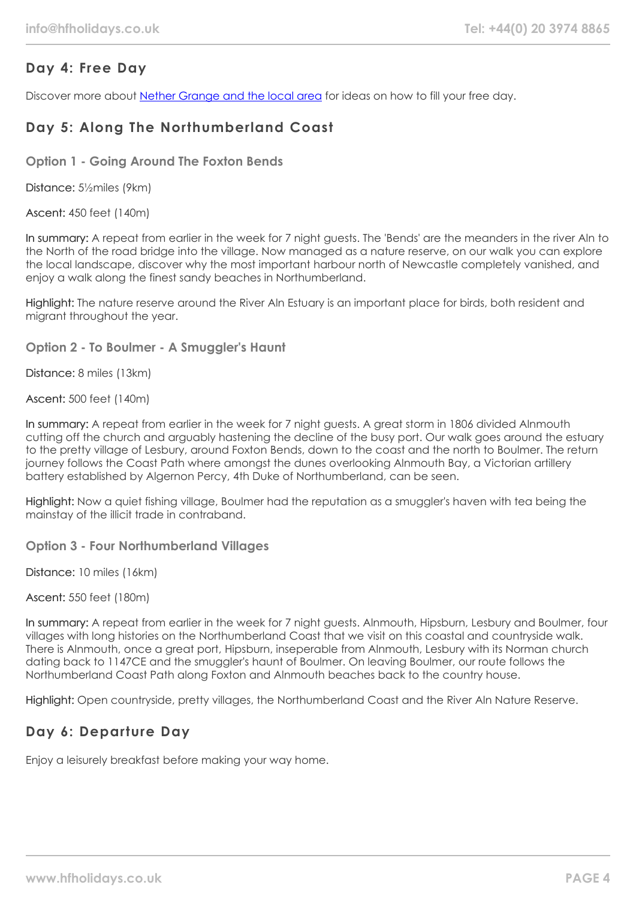## Day 4: Free Day

Discover more about [Nether Grange and the local area]() for ideas on how to fill your free day.

## Day 5: Along The Northumberland Coast

### Option 1 - Going Around The Foxton Bends

Distance: 5½miles (9km)

Ascent: 450 feet (140m)

In summary: A repeat from earlier in the week for 7 night guests. The 'Bends' are the meanders in the river Aln to the North of the road bridge into the village. Now managed as a nature reserve, on our walk you can explore the local landscape, discover why the most important harbour north of Newcastle completely vanished, and enjoy a walk along the finest sandy beaches in Northumberland.

Highlight: The nature reserve around the River Aln Estuary is an important place for birds, both resident and migrant throughout the year.

### Option 2 - To Boulmer - A Smuggler's Haunt

Distance: 8 miles (13km)

Ascent: 500 feet (140m)

In summary: A repeat from earlier in the week for 7 night guests. A great storm in 1806 divided Alnmouth cutting off the church and arguably hastening the decline of the busy port. Our walk goes around the estuary to the pretty village of Lesbury, around Foxton Bends, down to the coast and the north to Boulmer. The return journey follows the Coast Path where amongst the dunes overlooking Alnmouth Bay, a Victorian artillery battery established by Algernon Percy, 4th Duke of Northumberland, can be seen.

Highlight: Now a quiet fishing village, Boulmer had the reputation as a smuggler's haven with tea being the mainstay of the illicit trade in contraband.

### Option 3 - Four Northumberland Villages

Distance: 10 miles (16km)

Ascent: 550 feet (180m)

In summary: A repeat from earlier in the week for 7 night guests. Alnmouth, Hipsburn, Lesbury and Boulmer, four villages with long histories on the Northumberland Coast that we visit on this coastal and countryside walk. There is Alnmouth, once a great port, Hipsburn, inseperable from Alnmouth, Lesbury with its Norman church dating back to 1147CE and the smuggler's haunt of Boulmer. On leaving Boulmer, our route follows the Northumberland Coast Path along Foxton and Alnmouth beaches back to the country house.

Highlight: Open countryside, pretty villages, the Northumberland Coast and the River Aln Nature Reserve.

## Day 6: Departure Day

Enjoy a leisurely breakfast before making your way home.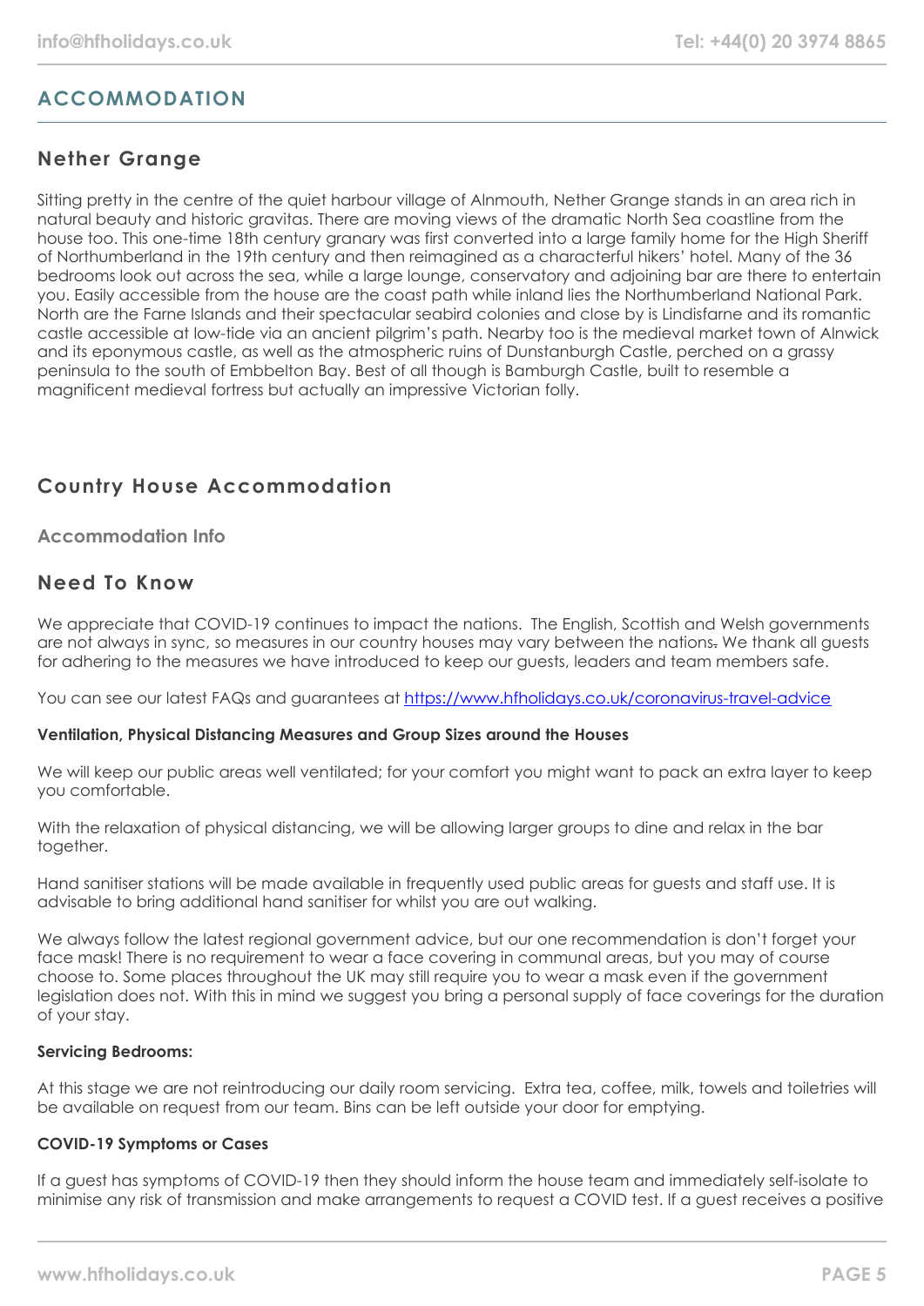## ACCOMMODATION

### Nether Grange

Sitting pretty in the centre of the quiet harbour village of Alnmouth, Nether Grange stands in an area rich in natural beauty and historic gravitas. There are moving views of the dramatic North Sea coastline from the house too. This one-time 18th century granary was first converted into a large family home for the High Sheriff of Northumberland in the 19th century and then reimagined as a characterful hikers' hotel. Many of the 36 bedrooms look out across the sea, while a large lounge, conservatory and adjoining bar are there to entertain you. Easily accessible from the house are the coast path while inland lies the Northumberland National Park. North are the Farne Islands and their spectacular seabird colonies and close by is Lindisfarne and its romantic castle accessible at low-tide via an ancient pilgrim's path. Nearby too is the medieval market town of Alnwick and its eponymous castle, as well as the atmospheric ruins of Dunstanburgh Castle, perched on a grassy peninsula to the south of Embbelton Bay. Best of all though is Bamburgh Castle, built to resemble a magnificent medieval fortress but actually an impressive Victorian folly.

### Country House Accommodation

#### Accommodation Info

### Need To Know

We appreciate that COVID-19 continues to impact the nations. The English, Scottish and Welsh governments are not always in sync, so measures in our country houses may vary between the nations. We thank all guests for adhering to the measures we have introduced to keep our guests, leaders and team members safe.

You can see our latest FAQs and guarantees at [https://www.hfholidays.co.uk/coronavirus-travel-advice](https://www.hfholidays.co.uk/coronavirus-travel-advice)

**Ventilation, Physical Distancing Measures and Group Sizes around the Houses**

We will keep our public areas well ventilated; for your comfort you might want to pack an extra layer to keep you comfortable.

With the relaxation of physical distancing, we will be allowing larger groups to dine and relax in the bar together.

Hand sanitiser stations will be made available in frequently used public areas for guests and staff use. It is advisable to bring additional hand sanitiser for whilst you are out walking.

We always follow the latest regional government advice, but our one recommendation is don't forget your face mask! There is no requirement to wear a face covering in communal areas, but you may of course choose to. Some places throughout the UK may still require you to wear a mask even if the government legislation does not. With this in mind we suggest you bring a personal supply of face coverings for the duration of your stay.

**Servicing Bedrooms:**

At this stage we are not reintroducing our daily room servicing. Extra tea, coffee, milk, towels and toiletries will be available on request from our team. Bins can be left outside your door for emptying.

**COVID-19 Symptoms or Cases**

If a guest has symptoms of COVID-19 then they should inform the house team and immediately self-isolate to minimise any risk of transmission and make arrangements to request a COVID test. If a guest receives a positive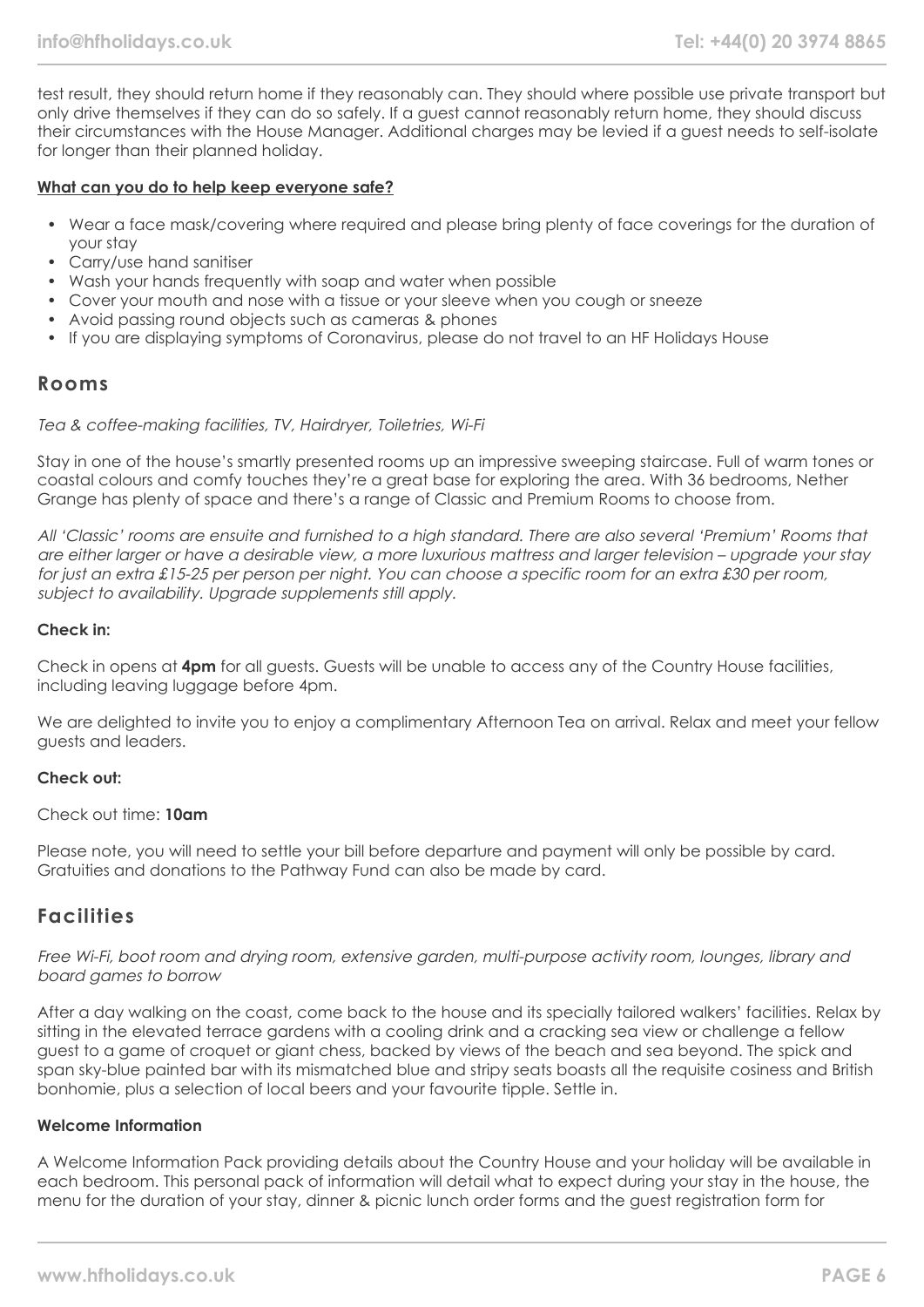test result, they should return home if they reasonably can. They should where possible use private transport but only drive themselves if they can do so safely. If a guest cannot reasonably return home, they should discuss their circumstances with the House Manager. Additional charges may be levied if a guest needs to self-isolate for longer than their planned holiday.

**What can you do to help keep everyone safe?**

- Wear a face mask/covering where required and please bring plenty of face coverings for the duration of your stay
- Carry/use hand sanitiser
- Wash your hands frequently with soap and water when possible
- Cover your mouth and nose with a tissue or your sleeve when you cough or sneeze
- Avoid passing round objects such as cameras & phones
- If you are displaying symptoms of Coronavirus, please do not travel to an HF Holidays House

## Rooms

*Tea & coffee-making facilities, TV, Hairdryer, Toiletries, Wi-Fi*

Stay in one of the house's smartly presented rooms up an impressive sweeping staircase. Full of warm tones or coastal colours and comfy touches they're a great base for exploring the area. With 36 bedrooms, Nether Grange has plenty of space and there's a range of Classic and Premium Rooms to choose from.

*All 'Classic' rooms are ensuite and furnished to a high standard. There are also several 'Premium' Rooms that are either larger or have a desirable view, a more luxurious mattress and larger television – upgrade your stay for just an extra £15-25 per person per night. You can choose a specific room for an extra £30 per room, subject to availability. Upgrade supplements still apply.*

**Check in:**

Check in opens at **4pm** for all guests. Guests will be unable to access any of the Country House facilities, including leaving luggage before 4pm.

We are delighted to invite you to enjoy a complimentary Afternoon Tea on arrival. Relax and meet your fellow guests and leaders.

**Check out:**

Check out time: **10am**

Please note, you will need to settle your bill before departure and payment will only be possible by card. Gratuities and donations to the Pathway Fund can also be made by card.

## Facilities

*Free Wi-Fi, boot room and drying room, extensive garden, multi-purpose activity room, lounges, library and board games to borrow*

After a day walking on the coast, come back to the house and its specially tailored walkers' facilities. Relax by sitting in the elevated terrace gardens with a cooling drink and a cracking sea view or challenge a fellow guest to a game of croquet or giant chess, backed by views of the beach and sea beyond. The spick and span sky-blue painted bar with its mismatched blue and stripy seats boasts all the requisite cosiness and British bonhomie, plus a selection of local beers and your favourite tipple. Settle in.

**Welcome Information**

A Welcome Information Pack providing details about the Country House and your holiday will be available in each bedroom. This personal pack of information will detail what to expect during your stay in the house, the menu for the duration of your stay, dinner & picnic lunch order forms and the guest registration form for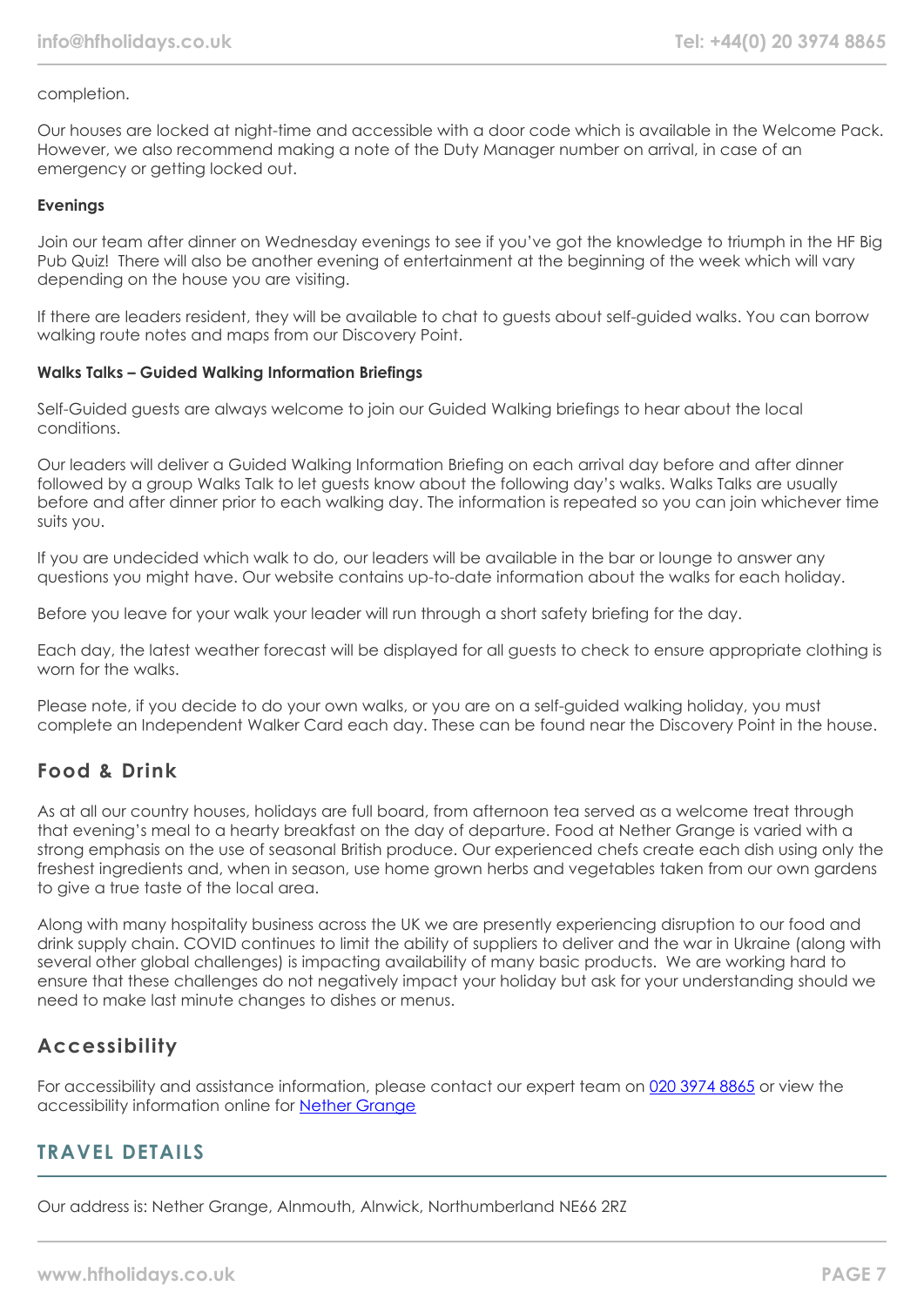completion.

Our houses are locked at night-time and accessible with a door code which is available in the Welcome Pack. However, we also recommend making a note of the Duty Manager number on arrival, in case of an emergency or getting locked out.

**Evenings**

Join our team after dinner on Wednesday evenings to see if you've got the knowledge to triumph in the HF Big Pub Quiz! There will also be another evening of entertainment at the beginning of the week which will vary depending on the house you are visiting.

If there are leaders resident, they will be available to chat to guests about self-guided walks. You can borrow walking route notes and maps from our Discovery Point.

**Walks Talks – Guided Walking Information Briefings**

Self-Guided guests are always welcome to join our Guided Walking briefings to hear about the local conditions.

Our leaders will deliver a Guided Walking Information Briefing on each arrival day before and after dinner followed by a group Walks Talk to let guests know about the following day's walks. Walks Talks are usually before and after dinner prior to each walking day. The information is repeated so you can join whichever time suits you.

If you are undecided which walk to do, our leaders will be available in the bar or lounge to answer any questions you might have. Our website contains up-to-date information about the walks for each holiday.

Before you leave for your walk your leader will run through a short safety briefing for the day.

Each day, the latest weather forecast will be displayed for all guests to check to ensure appropriate clothing is worn for the walks.

Please note, if you decide to do your own walks, or you are on a self-guided walking holiday, you must complete an Independent Walker Card each day. These can be found near the Discovery Point in the house.

## Food & Drink

As at all our country houses, holidays are full board, from afternoon tea served as a welcome treat through that evening's meal to a hearty breakfast on the day of departure. Food at Nether Grange is varied with a strong emphasis on the use of seasonal British produce. Our experienced chefs create each dish using only the freshest ingredients and, when in season, use home grown herbs and vegetables taken from our own gardens to give a true taste of the local area.

Along with many hospitality business across the UK we are presently experiencing disruption to our food and drink supply chain. COVID continues to limit the ability of suppliers to deliver and the war in Ukraine (along with several other global challenges) is impacting availability of many basic products. We are working hard to ensure that these challenges do not negatively impact your holiday but ask for your understanding should we need to make last minute changes to dishes or menus.

## Accessibility

For accessibility and assistance information, please contact our expert team on 020 3974 8865 or view the accessibility information online for Nether Grange

## TRAVEL DETAILS

Our address is: Nether Grange, Alnmouth, Alnwick, Northumberland NE66 2RZ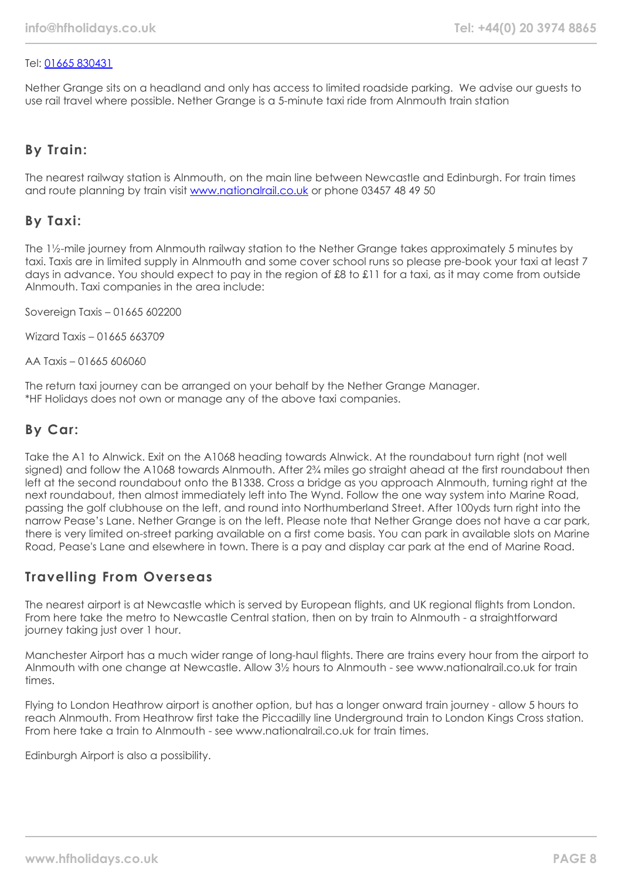Tel: [01665 830431](tel:01665830431)

Nether Grange sits on a headland and only has access to limited roadside parking. We advise our guests to use rail travel where possible. Nether Grange is a 5-minute taxi ride from Alnmouth train station

## By Train:

The nearest railway station is Alnmouth, on the main line between Newcastle and Edinburgh. For train times and route planning by train visit [www.nationalrail.co.uk](http://www.nationalrail.co.uk) or phone 03457 48 49 50

## By Taxi:

The 1½-mile journey from Alnmouth railway station to the Nether Grange takes approximately 5 minutes by taxi. Taxis are in limited supply in Alnmouth and some cover school runs so please pre-book your taxi at least 7 days in advance. You should expect to pay in the region of £8 to £11 for a taxi, as it may come from outside Alnmouth. Taxi companies in the area include:

Sovereign Taxis – 01665 602200

Wizard Taxis – 01665 663709

AA Taxis – 01665 606060

The return taxi journey can be arranged on your behalf by the Nether Grange Manager.
*HF Holidays does not own or manage any of the above taxi companies.

## By Car:

Take the A1 to Alnwick. Exit on the A1068 heading towards Alnwick. At the roundabout turn right (not well signed) and follow the A1068 towards Alnmouth. After 2¾ miles go straight ahead at the first roundabout then left at the second roundabout onto the B1338. Cross a bridge as you approach Alnmouth, turning right at the next roundabout, then almost immediately left into The Wynd. Follow the one way system into Marine Road, passing the golf clubhouse on the left, and round into Northumberland Street. After 100yds turn right into the narrow Pease's Lane. Nether Grange is on the left. Please note that Nether Grange does not have a car park, there is very limited on-street parking available on a first come basis. You can park in available slots on Marine Road, Pease's Lane and elsewhere in town. There is a pay and display car park at the end of Marine Road.

## Travelling From Overseas

The nearest airport is at Newcastle which is served by European flights, and UK regional flights from London. From here take the metro to Newcastle Central station, then on by train to Alnmouth - a straightforward journey taking just over 1 hour.

Manchester Airport has a much wider range of long-haul flights. There are trains every hour from the airport to Alnmouth with one change at Newcastle. Allow 3½ hours to Alnmouth - see www.nationalrail.co.uk for train times.

Flying to London Heathrow airport is another option, but has a longer onward train journey - allow 5 hours to reach Alnmouth. From Heathrow first take the Piccadilly line Underground train to London Kings Cross station. From here take a train to Alnmouth - see www.nationalrail.co.uk for train times.

Edinburgh Airport is also a possibility.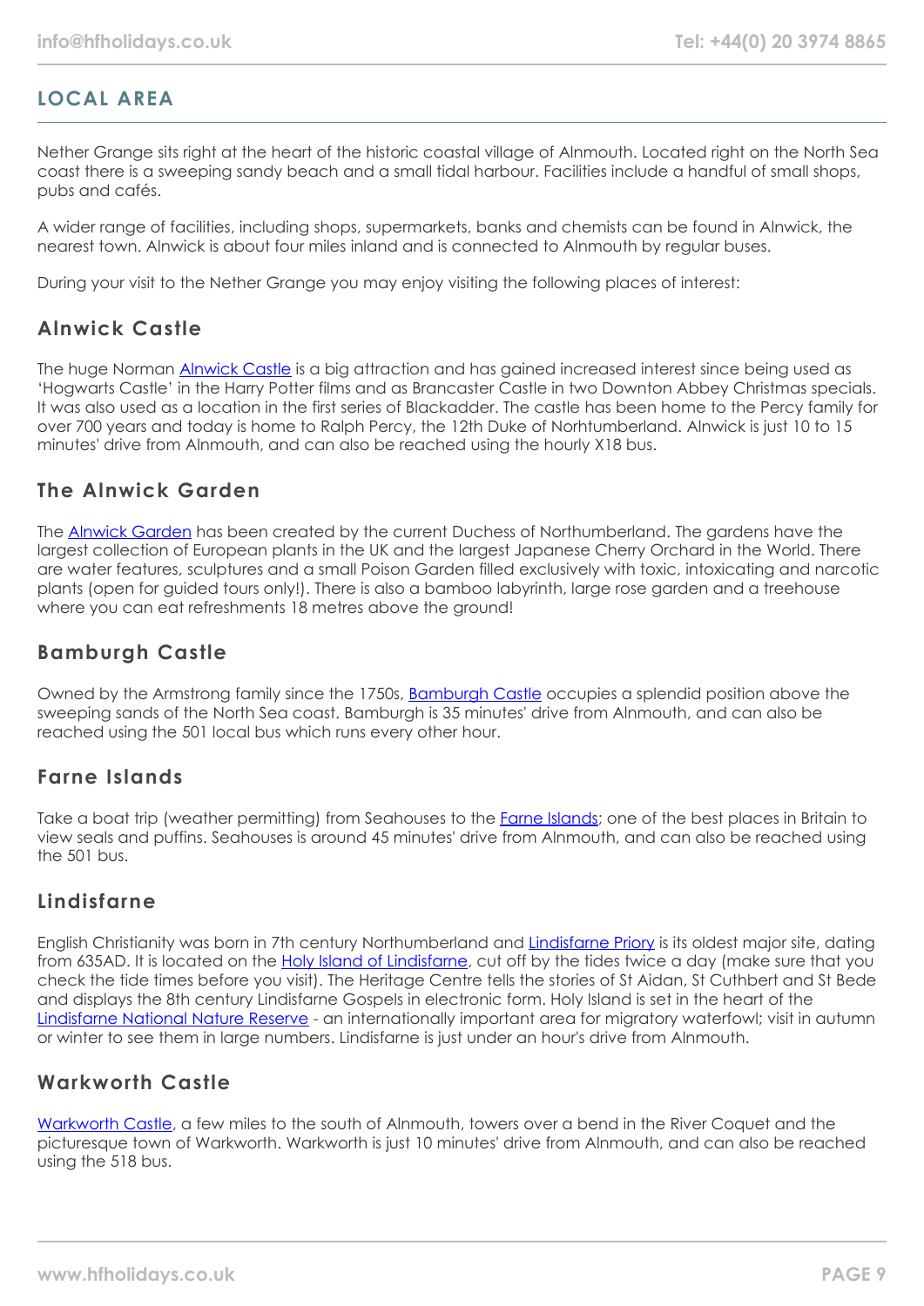## LOCAL AREA

Nether Grange sits right at the heart of the historic coastal village of Alnmouth. Located right on the North Sea coast there is a sweeping sandy beach and a small tidal harbour. Facilities include a handful of small shops, pubs and cafés.

A wider range of facilities, including shops, supermarkets, banks and chemists can be found in Alnwick, the nearest town. Alnwick is about four miles inland and is connected to Alnmouth by regular buses.

During your visit to the Nether Grange you may enjoy visiting the following places of interest:

### Alnwick Castle

The huge Norman Alnwick Castle is a big attraction and has gained increased interest since being used as 'Hogwarts Castle' in the Harry Potter films and as Brancaster Castle in two Downton Abbey Christmas specials. It was also used as a location in the first series of Blackadder. The castle has been home to the Percy family for over 700 years and today is home to Ralph Percy, the 12th Duke of Norhtumberland. Alnwick is just 10 to 15 minutes' drive from Alnmouth, and can also be reached using the hourly X18 bus.

### The Alnwick Garden

The Alnwick Garden has been created by the current Duchess of Northumberland. The gardens have the largest collection of European plants in the UK and the largest Japanese Cherry Orchard in the World. There are water features, sculptures and a small Poison Garden filled exclusively with toxic, intoxicating and narcotic plants (open for guided tours only!). There is also a bamboo labyrinth, large rose garden and a treehouse where you can eat refreshments 18 metres above the ground!

### Bamburgh Castle

Owned by the Armstrong family since the 1750s, Bamburgh Castle occupies a splendid position above the sweeping sands of the North Sea coast. Bamburgh is 35 minutes' drive from Alnmouth, and can also be reached using the 501 local bus which runs every other hour.

### Farne Islands

Take a boat trip (weather permitting) from Seahouses to the Farne Islands; one of the best places in Britain to view seals and puffins. Seahouses is around 45 minutes' drive from Alnmouth, and can also be reached using the 501 bus.

### Lindisfarne

English Christianity was born in 7th century Northumberland and Lindisfarne Priory is its oldest major site, dating from 635AD. It is located on the Holy Island of Lindisfarne, cut off by the tides twice a day (make sure that you check the tide times before you visit). The Heritage Centre tells the stories of St Aidan, St Cuthbert and St Bede and displays the 8th century Lindisfarne Gospels in electronic form. Holy Island is set in the heart of the Lindisfarne National Nature Reserve - an internationally important area for migratory waterfowl; visit in autumn or winter to see them in large numbers. Lindisfarne is just under an hour's drive from Alnmouth.

### Warkworth Castle

Warkworth Castle, a few miles to the south of Alnmouth, towers over a bend in the River Coquet and the picturesque town of Warkworth. Warkworth is just 10 minutes' drive from Alnmouth, and can also be reached using the 518 bus.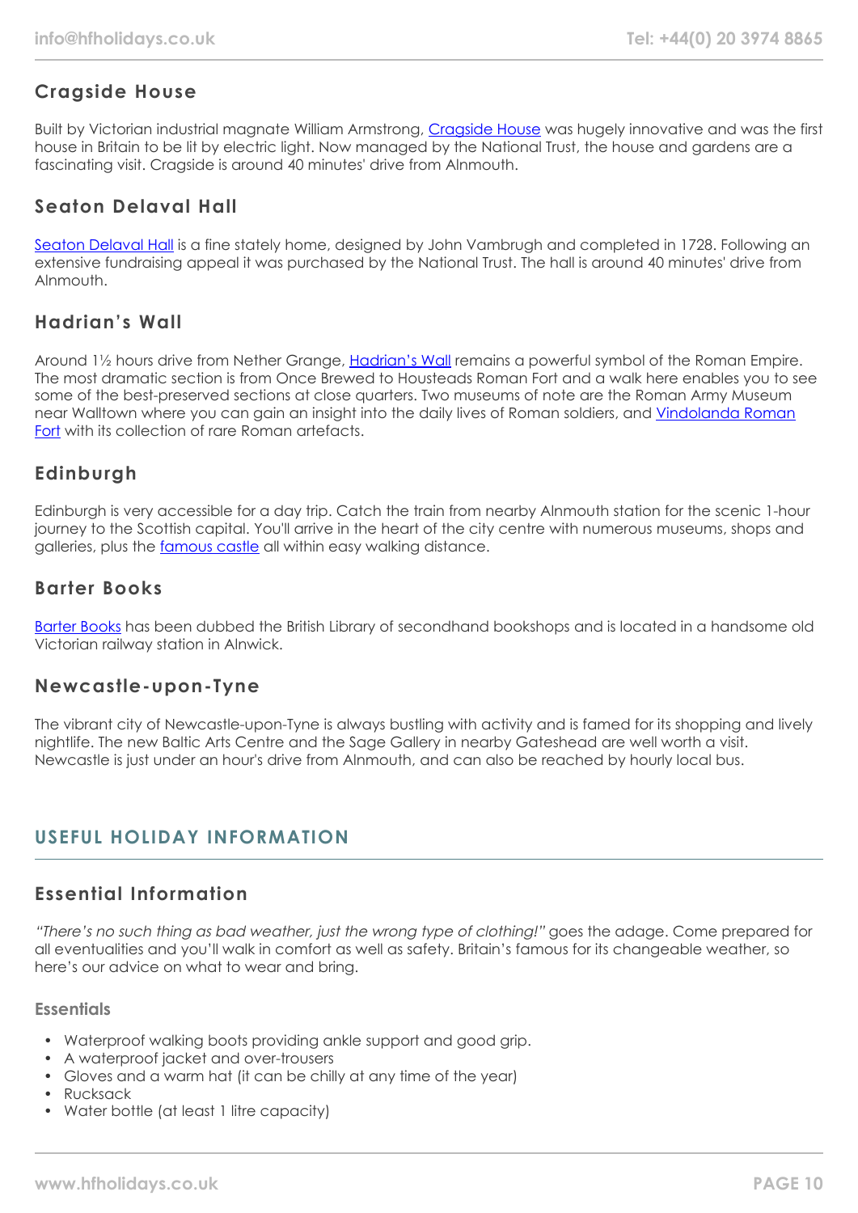## Cragside House

Built by Victorian industrial magnate William Armstrong, Cragside House was hugely innovative and was the first house in Britain to be lit by electric light. Now managed by the National Trust, the house and gardens are a fascinating visit. Cragside is around 40 minutes' drive from Alnmouth.

## Seaton Delaval Hall

Seaton Delaval Hall is a fine stately home, designed by John Vambrugh and completed in 1728. Following an extensive fundraising appeal it was purchased by the National Trust. The hall is around 40 minutes' drive from Alnmouth.

## Hadrian's Wall

Around 1½ hours drive from Nether Grange, Hadrian's Wall remains a powerful symbol of the Roman Empire. The most dramatic section is from Once Brewed to Housteads Roman Fort and a walk here enables you to see some of the best-preserved sections at close quarters. Two museums of note are the Roman Army Museum near Walltown where you can gain an insight into the daily lives of Roman soldiers, and Vindolanda Roman Fort with its collection of rare Roman artefacts.

## Edinburgh

Edinburgh is very accessible for a day trip. Catch the train from nearby Alnmouth station for the scenic 1-hour journey to the Scottish capital. You'll arrive in the heart of the city centre with numerous museums, shops and galleries, plus the famous castle all within easy walking distance.

## Barter Books

Barter Books has been dubbed the British Library of secondhand bookshops and is located in a handsome old Victorian railway station in Alnwick.

## Newcastle-upon-Tyne

The vibrant city of Newcastle-upon-Tyne is always bustling with activity and is famed for its shopping and lively nightlife. The new Baltic Arts Centre and the Sage Gallery in nearby Gateshead are well worth a visit. Newcastle is just under an hour's drive from Alnmouth, and can also be reached by hourly local bus.

# USEFUL HOLIDAY INFORMATION

## Essential Information

*"There's no such thing as bad weather, just the wrong type of clothing!"* goes the adage. Come prepared for all eventualities and you'll walk in comfort as well as safety. Britain's famous for its changeable weather, so here's our advice on what to wear and bring.

### Essentials

- Waterproof walking boots providing ankle support and good grip.
- A waterproof jacket and over-trousers
- Gloves and a warm hat (it can be chilly at any time of the year)
- Rucksack
- Water bottle (at least 1 litre capacity)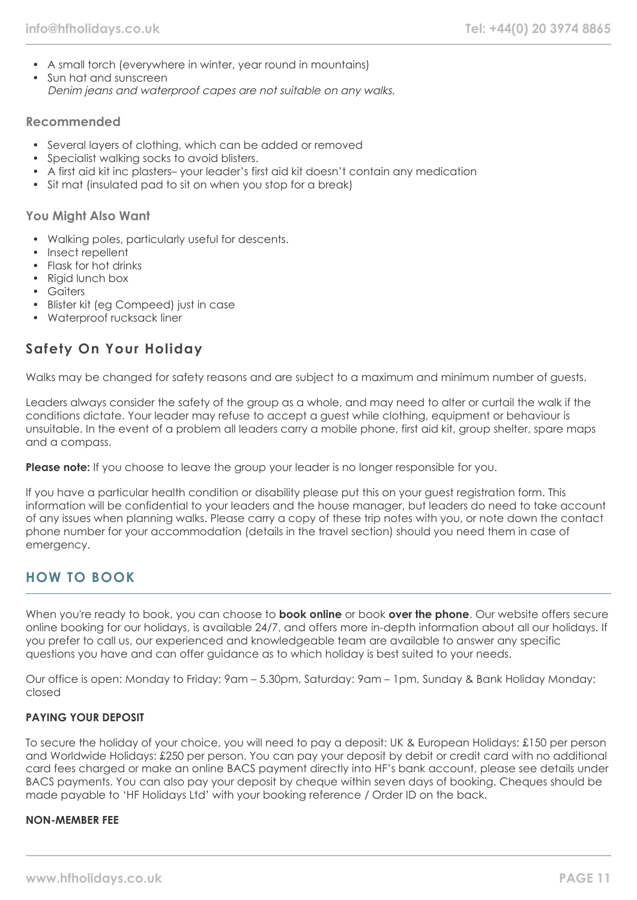- A small torch (everywhere in winter, year round in mountains)
- Sun hat and sunscreen
  *Denim jeans and waterproof capes are not suitable on any walks.*

### Recommended

- Several layers of clothing, which can be added or removed
- Specialist walking socks to avoid blisters.
- A first aid kit inc plasters– your leader's first aid kit doesn't contain any medication
- Sit mat (insulated pad to sit on when you stop for a break)

### You Might Also Want

- Walking poles, particularly useful for descents.
- Insect repellent
- Flask for hot drinks
- Rigid lunch box
- Gaiters
- Blister kit (eg Compeed) just in case
- Waterproof rucksack liner

## Safety On Your Holiday

Walks may be changed for safety reasons and are subject to a maximum and minimum number of guests.

Leaders always consider the safety of the group as a whole, and may need to alter or curtail the walk if the conditions dictate. Your leader may refuse to accept a guest while clothing, equipment or behaviour is unsuitable. In the event of a problem all leaders carry a mobile phone, first aid kit, group shelter, spare maps and a compass.

**Please note:** If you choose to leave the group your leader is no longer responsible for you.

If you have a particular health condition or disability please put this on your guest registration form. This information will be confidential to your leaders and the house manager, but leaders do need to take account of any issues when planning walks. Please carry a copy of these trip notes with you, or note down the contact phone number for your accommodation (details in the travel section) should you need them in case of emergency.

# HOW TO BOOK

When you're ready to book, you can choose to **book online** or book **over the phone**. Our website offers secure online booking for our holidays, is available 24/7, and offers more in-depth information about all our holidays. If you prefer to call us, our experienced and knowledgeable team are available to answer any specific questions you have and can offer guidance as to which holiday is best suited to your needs.

Our office is open: Monday to Friday: 9am – 5.30pm, Saturday: 9am – 1pm, Sunday & Bank Holiday Monday: closed

#### PAYING YOUR DEPOSIT

To secure the holiday of your choice, you will need to pay a deposit: UK & European Holidays: £150 per person and Worldwide Holidays: £250 per person. You can pay your deposit by debit or credit card with no additional card fees charged or make an online BACS payment directly into HF's bank account, please see details under BACS payments. You can also pay your deposit by cheque within seven days of booking. Cheques should be made payable to 'HF Holidays Ltd' with your booking reference / Order ID on the back.

#### NON-MEMBER FEE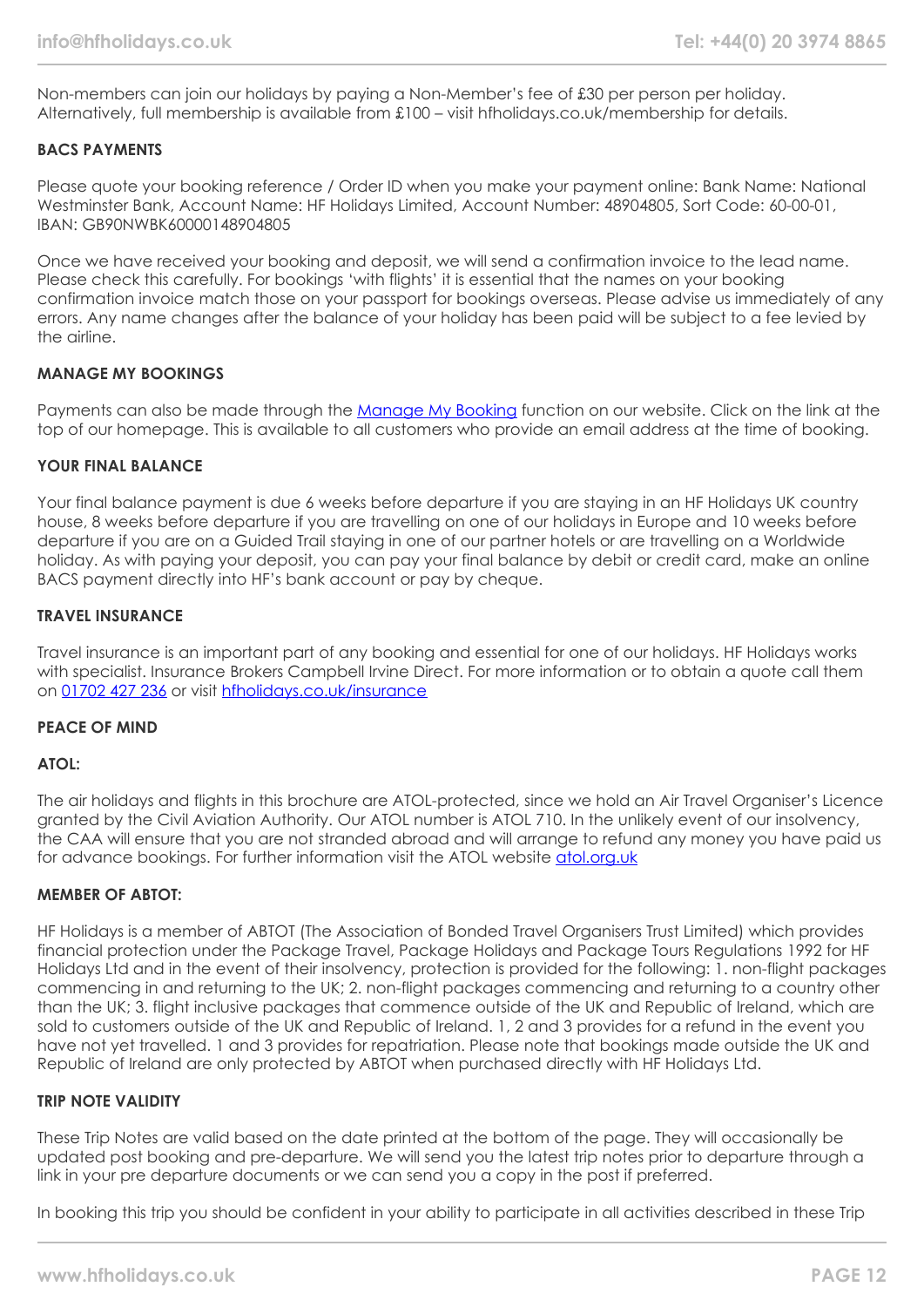Non-members can join our holidays by paying a Non-Member's fee of £30 per person per holiday. Alternatively, full membership is available from £100 – visit hfholidays.co.uk/membership for details.

**BACS PAYMENTS**

Please quote your booking reference / Order ID when you make your payment online: Bank Name: National Westminster Bank, Account Name: HF Holidays Limited, Account Number: 48904805, Sort Code: 60-00-01, IBAN: GB90NWBK60000148904805

Once we have received your booking and deposit, we will send a confirmation invoice to the lead name. Please check this carefully. For bookings 'with flights' it is essential that the names on your booking confirmation invoice match those on your passport for bookings overseas. Please advise us immediately of any errors. Any name changes after the balance of your holiday has been paid will be subject to a fee levied by the airline.

**MANAGE MY BOOKINGS**

Payments can also be made through the Manage My Booking function on our website. Click on the link at the top of our homepage. This is available to all customers who provide an email address at the time of booking.

**YOUR FINAL BALANCE**

Your final balance payment is due 6 weeks before departure if you are staying in an HF Holidays UK country house, 8 weeks before departure if you are travelling on one of our holidays in Europe and 10 weeks before departure if you are on a Guided Trail staying in one of our partner hotels or are travelling on a Worldwide holiday. As with paying your deposit, you can pay your final balance by debit or credit card, make an online BACS payment directly into HF's bank account or pay by cheque.

**TRAVEL INSURANCE**

Travel insurance is an important part of any booking and essential for one of our holidays. HF Holidays works with specialist. Insurance Brokers Campbell Irvine Direct. For more information or to obtain a quote call them on 01702 427 236 or visit hfholidays.co.uk/insurance

**PEACE OF MIND**

**ATOL:**

The air holidays and flights in this brochure are ATOL-protected, since we hold an Air Travel Organiser's Licence granted by the Civil Aviation Authority. Our ATOL number is ATOL 710. In the unlikely event of our insolvency, the CAA will ensure that you are not stranded abroad and will arrange to refund any money you have paid us for advance bookings. For further information visit the ATOL website atol.org.uk

**MEMBER OF ABTOT:**

HF Holidays is a member of ABTOT (The Association of Bonded Travel Organisers Trust Limited) which provides financial protection under the Package Travel, Package Holidays and Package Tours Regulations 1992 for HF Holidays Ltd and in the event of their insolvency, protection is provided for the following: 1. non-flight packages commencing in and returning to the UK; 2. non-flight packages commencing and returning to a country other than the UK; 3. flight inclusive packages that commence outside of the UK and Republic of Ireland, which are sold to customers outside of the UK and Republic of Ireland. 1, 2 and 3 provides for a refund in the event you have not yet travelled. 1 and 3 provides for repatriation. Please note that bookings made outside the UK and Republic of Ireland are only protected by ABTOT when purchased directly with HF Holidays Ltd.

**TRIP NOTE VALIDITY**

These Trip Notes are valid based on the date printed at the bottom of the page. They will occasionally be updated post booking and pre-departure. We will send you the latest trip notes prior to departure through a link in your pre departure documents or we can send you a copy in the post if preferred.

In booking this trip you should be confident in your ability to participate in all activities described in these Trip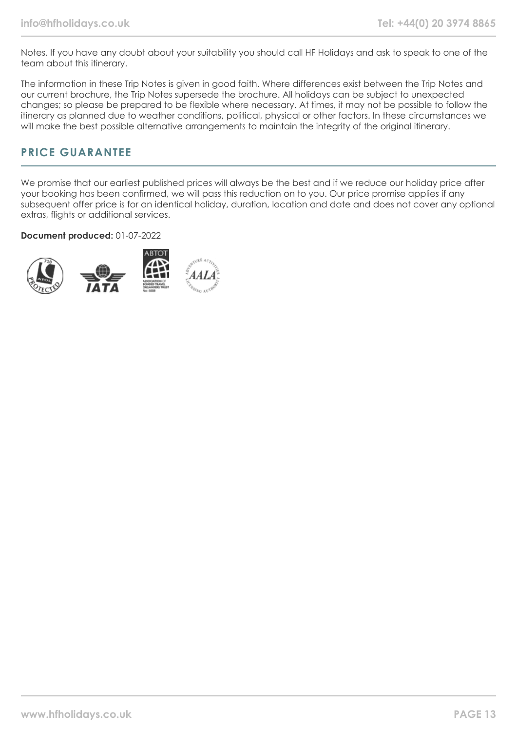Notes. If you have any doubt about your suitability you should call HF Holidays and ask to speak to one of the team about this itinerary.

The information in these Trip Notes is given in good faith. Where differences exist between the Trip Notes and our current brochure, the Trip Notes supersede the brochure. All holidays can be subject to unexpected changes; so please be prepared to be flexible where necessary. At times, it may not be possible to follow the itinerary as planned due to weather conditions, political, physical or other factors. In these circumstances we will make the best possible alternative arrangements to maintain the integrity of the original itinerary.

## PRICE GUARANTEE

We promise that our earliest published prices will always be the best and if we reduce our holiday price after your booking has been confirmed, we will pass this reduction on to you. Our price promise applies if any subsequent offer price is for an identical holiday, duration, location and date and does not cover any optional extras, flights or additional services.

**Document produced:** 01-07-2022